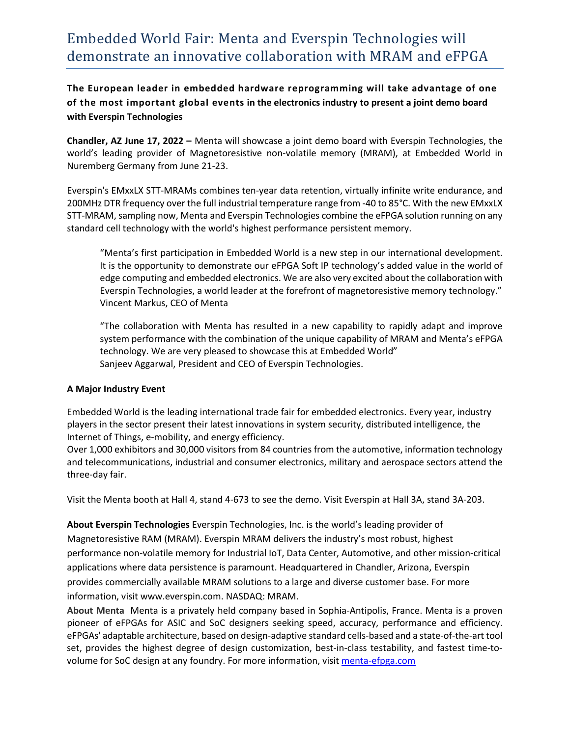# Embedded World Fair: Menta and Everspin Technologies will demonstrate an innovative collaboration with MRAM and eFPGA

**The European leader in embedded hardware reprogramming will take advantage of one of the most important global events in the electronics industry to present a joint demo board with Everspin Technologies**

**Chandler, AZ June 17, 2022 –** Menta will showcase a joint demo board with Everspin Technologies, the world's leading provider of Magnetoresistive non-volatile memory (MRAM), at Embedded World in Nuremberg Germany from June 21-23.

Everspin's EMxxLX STT-MRAMs combines ten-year data retention, virtually infinite write endurance, and 200MHz DTR frequency over the full industrial temperature range from -40 to 85°C. With the new EMxxLX STT-MRAM, sampling now, Menta and Everspin Technologies combine the eFPGA solution running on any standard cell technology with the world's highest performance persistent memory.

> "Menta's first participation in Embedded World is a new step in our international development. It is the opportunity to demonstrate our eFPGA Soft IP technology's added value in the world of edge computing and embedded electronics. We are also very excited about the collaboration with Everspin Technologies, a world leader at the forefront of magnetoresistive memory technology."
> Vincent Markus, CEO of Menta

> "The collaboration with Menta has resulted in a new capability to rapidly adapt and improve system performance with the combination of the unique capability of MRAM and Menta's eFPGA technology. We are very pleased to showcase this at Embedded World"
> Sanjeev Aggarwal, President and CEO of Everspin Technologies.

**A Major Industry Event**

Embedded World is the leading international trade fair for embedded electronics. Every year, industry players in the sector present their latest innovations in system security, distributed intelligence, the Internet of Things, e-mobility, and energy efficiency.
Over 1,000 exhibitors and 30,000 visitors from 84 countries from the automotive, information technology and telecommunications, industrial and consumer electronics, military and aerospace sectors attend the three-day fair.

Visit the Menta booth at Hall 4, stand 4-673 to see the demo. Visit Everspin at Hall 3A, stand 3A-203.

**About Everspin Technologies** Everspin Technologies, Inc. is the world's leading provider of Magnetoresistive RAM (MRAM). Everspin MRAM delivers the industry's most robust, highest performance non-volatile memory for Industrial IoT, Data Center, Automotive, and other mission-critical applications where data persistence is paramount. Headquartered in Chandler, Arizona, Everspin provides commercially available MRAM solutions to a large and diverse customer base. For more information, visit www.everspin.com. NASDAQ: MRAM.

**About Menta** Menta is a privately held company based in Sophia-Antipolis, France. Menta is a proven pioneer of eFPGAs for ASIC and SoC designers seeking speed, accuracy, performance and efficiency. eFPGAs' adaptable architecture, based on design-adaptive standard cells-based and a state-of-the-art tool set, provides the highest degree of design customization, best-in-class testability, and fastest time-to-volume for SoC design at any foundry. For more information, visit [menta-efpga.com](menta-efpga.com)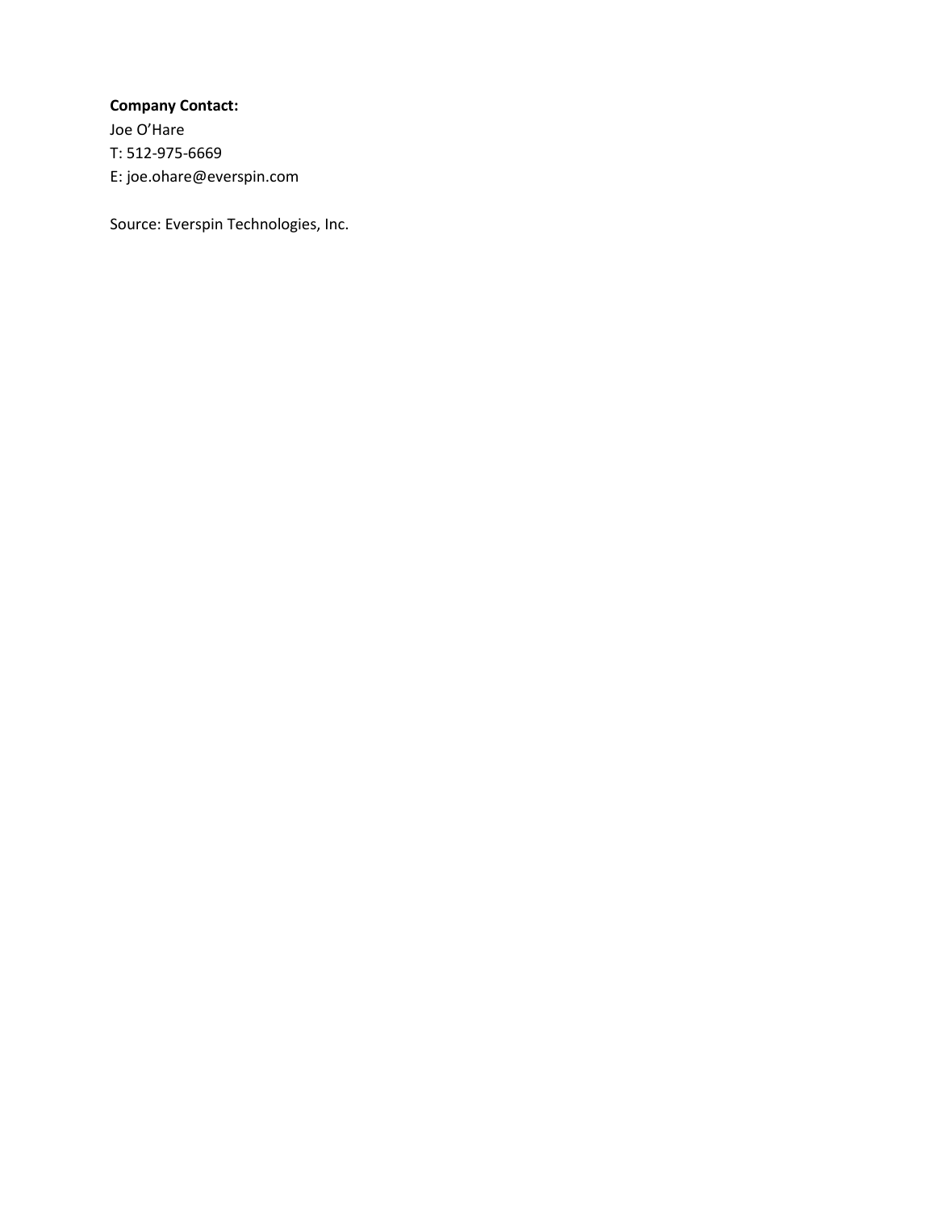**Company Contact:**
Joe O'Hare
T: 512-975-6669
E: joe.ohare@everspin.com

Source: Everspin Technologies, Inc.